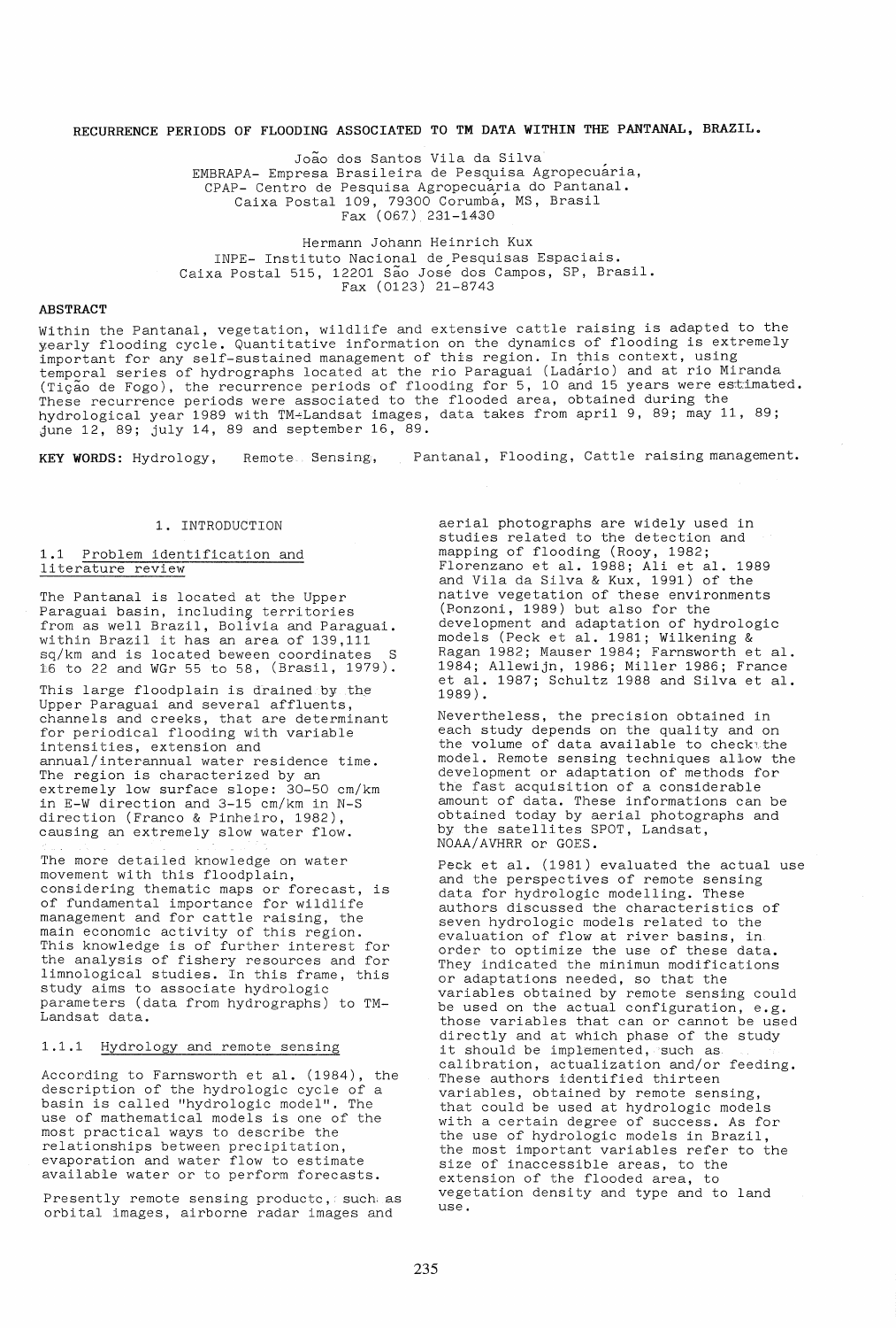# RECURRENCE PERIODS OF FLOODING ASSOCIATED TO TM DATA WITHIN THE PANTANAL, BRAZIL.

João dos Santos Vila da Silva
EMBRAPA- Empresa Brasileira de Pesquisa Agropecuária,
CPAP- Centro de Pesquisa Agropecuária do Pantanal.
Caixa Postal 109, 79300 Corumbá, MS, Brasil
Fax (067) 231-1430

Hermann Johann Heinrich Kux
INPE- Instituto Nacional de Pesquisas Espaciais.
Caixa Postal 515, 12201 São José dos Campos, SP, Brasil.
Fax (0123) 21-8743

## ABSTRACT

Within the Pantanal, vegetation, wildlife and extensive cattle raising is adapted to the yearly flooding cycle. Quantitative information on the dynamics of flooding is extremely important for any self-sustained management of this region. In this context, using temporal series of hydrographs located at the rio Paraguai (Ladário) and at rio Miranda (Tição de Fogo), the recurrence periods of flooding for 5, 10 and 15 years were estimated. These recurrence periods were associated to the flooded area, obtained during the hydrological year 1989 with TM-Landsat images, data takes from april 9, 89; may 11, 89; june 12, 89; july 14, 89 and september 16, 89.

**KEY WORDS:** Hydrology, Remote Sensing, Pantanal, Flooding, Cattle raising management.

## 1. INTRODUCTION

### 1.1 Problem identification and literature review

The Pantanal is located at the Upper Paraguai basin, including territories from as well Brazil, Bolivia and Paraguai. within Brazil it has an area of 139,111 sq/km and is located beween coordinates S 16 to 22 and WGr 55 to 58, (Brasil, 1979).

This large floodplain is drained by the Upper Paraguai and several affluents, channels and creeks, that are determinant for periodical flooding with variable intensities, extension and annual/interannual water residence time. The region is characterized by an extremely low surface slope: 30-50 cm/km in E-W direction and 3-15 cm/km in N-S direction (Franco & Pinheiro, 1982), causing an extremely slow water flow.

The more detailed knowledge on water movement with this floodplain, considering thematic maps or forecast, is of fundamental importance for wildlife management and for cattle raising, the main economic activity of this region. This knowledge is of further interest for the analysis of fishery resources and for limnological studies. In this frame, this study aims to associate hydrologic parameters (data from hydrographs) to TM-Landsat data.

#### 1.1.1 Hydrology and remote sensing

According to Farnsworth et al. (1984), the description of the hydrologic cycle of a basin is called "hydrologic model". The use of mathematical models is one of the most practical ways to describe the relationships between precipitation, evaporation and water flow to estimate available water or to perform forecasts.

Presently remote sensing productc, such as orbital images, airborne radar images and aerial photographs are widely used in studies related to the detection and mapping of flooding (Rooy, 1982; Florenzano et al. 1988; Ali et al. 1989 and Vila da Silva & Kux, 1991) of the native vegetation of these environments (Ponzoni, 1989) but also for the development and adaptation of hydrologic models (Peck et al. 1981; Wilkening & Ragan 1982; Mauser 1984; Farnsworth et al. 1984; Allewijn, 1986; Miller 1986; France et al. 1987; Schultz 1988 and Silva et al. 1989).

Nevertheless, the precision obtained in each study depends on the quality and on the volume of data available to check the model. Remote sensing techniques allow the development or adaptation of methods for the fast acquisition of a considerable amount of data. These informations can be obtained today by aerial photographs and by the satellites SPOT, Landsat, NOAA/AVHRR or GOES.

Peck et al. (1981) evaluated the actual use and the perspectives of remote sensing data for hydrologic modelling. These authors discussed the characteristics of seven hydrologic models related to the evaluation of flow at river basins, in order to optimize the use of these data. They indicated the minimun modifications or adaptations needed, so that the variables obtained by remote sensing could be used on the actual configuration, e.g. those variables that can or cannot be used directly and at which phase of the study it should be implemented, such as calibration, actualization and/or feeding. These authors identified thirteen variables, obtained by remote sensing, that could be used at hydrologic models with a certain degree of success. As for the use of hydrologic models in Brazil, the most important variables refer to the size of inaccessible areas, to the extension of the flooded area, to vegetation density and type and to land use.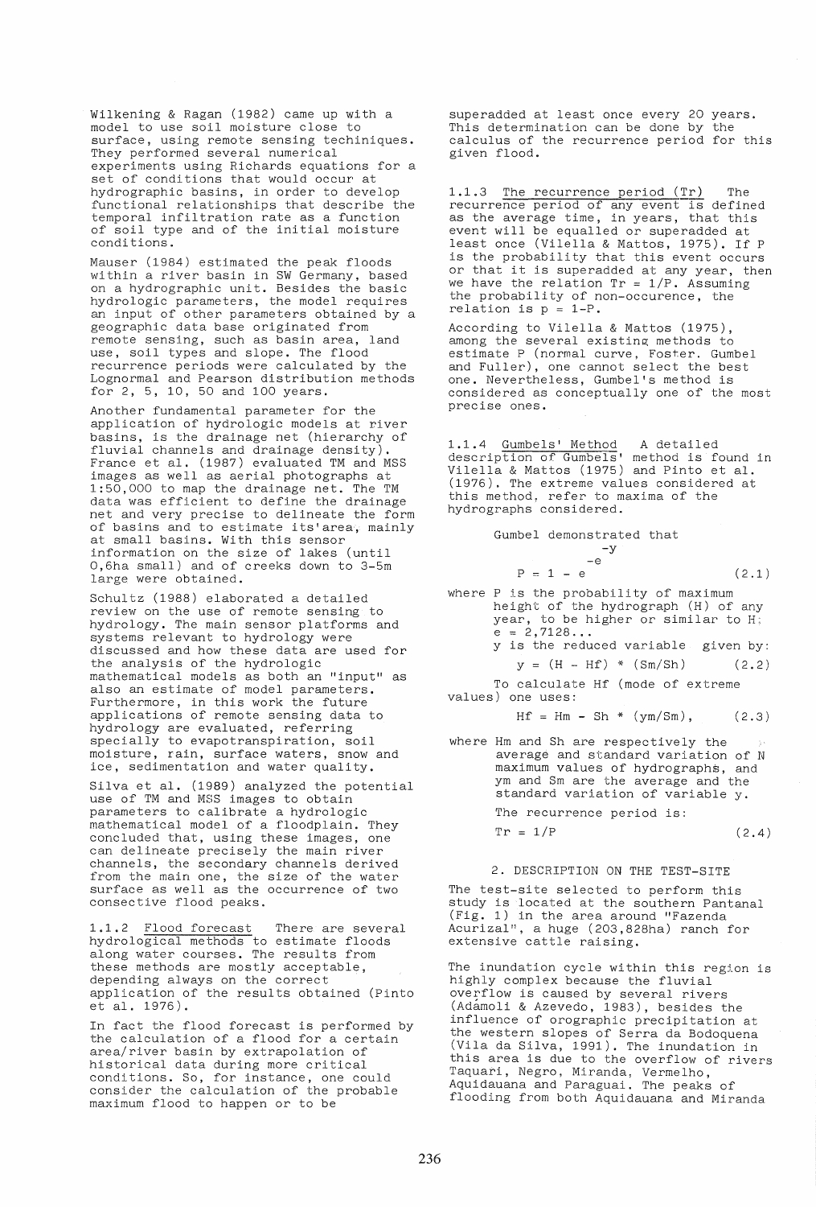Wilkening & Ragan (1982) came up with a model to use soil moisture close to surface, using remote sensing techiniques. They performed several numerical experiments using Richards equations for a set of conditions that would occur at hydrographic basins, in order to develop functional relationships that describe the temporal infiltration rate as a function of soil type and of the initial moisture conditions.

Mauser (1984) estimated the peak floods within a river basin in SW Germany, based on a hydrographic unit. Besides the basic hydrologic parameters, the model requires an input of other parameters obtained by a geographic data base originated from remote sensing, such as basin area, land use, soil types and slope. The flood recurrence periods were calculated by the Lognormal and Pearson distribution methods for 2, 5, 10, 50 and 100 years.

Another fundamental parameter for the application of hydrologic models at river basins, is the drainage net (hierarchy of fluvial channels and drainage density). France et al. (1987) evaluated TM and MSS images as well as aerial photographs at 1:50,000 to map the drainage net. The TM data was efficient to define the drainage net and very precise to delineate the form of basins and to estimate its'area, mainly at small basins. With this sensor information on the size of lakes (until 0,6ha small) and of creeks down to 3-5m large were obtained.

Schultz (1988) elaborated a detailed review on the use of remote sensing to hydrology. The main sensor platforms and systems relevant to hydrology were discussed and how these data are used for the analysis of the hydrologic mathematical models as both an "input" as also an estimate of model parameters. Furthermore, in this work the future applications of remote sensing data to hydrology are evaluated, referring specially to evapotranspiration, soil moisture, rain, surface waters, snow and ice, sedimentation and water quality.

Silva et al. (1989) analyzed the potential use of TM and MSS images to obtain parameters to calibrate a hydrologic mathematical model of a floodplain. They concluded that, using these images, one can delineate precisely the main river channels, the secondary channels derived from the main one, the size of the water surface as well as the occurrence of two consective flood peaks.

1.1.2 Flood forecast There are several hydrological methods to estimate floods along water courses. The results from these methods are mostly acceptable, depending always on the correct application of the results obtained (Pinto et al. 1976).

In fact the flood forecast is performed by the calculation of a flood for a certain area/river basin by extrapolation of historical data during more critical conditions. So, for instance, one could consider the calculation of the probable maximum flood to happen or to be superadded at least once every 20 years. This determination can be done by the calculus of the recurrence period for this given flood.

1.1.3 The recurrence period (Tr) The recurrence period of any event is defined as the average time, in years, that this event will be equalled or superadded at least once (Vilella & Mattos, 1975). If P is the probability that this event occurs or that it is superadded at any year, then we have the relation Tr = 1/P. Assuming the probability of non-occurence, the relation is p = 1-P.

According to Vilella & Mattos (1975), among the several existing methods to estimate P (normal curve, Foster. Gumbel and Fuller), one cannot select the best one. Nevertheless, Gumbel's method is considered as conceptually one of the most precise ones.

1.1.4 Gumbels' Method A detailed description of Gumbels' method is found in Vilella & Mattos (1975) and Pinto et al. (1976). The extreme values considered at this method, refer to maxima of the hydrographs considered.

Gumbel demonstrated that

$$P = 1 - e^{-e^{-y}} \qquad (2.1)$$

where P is the probability of maximum height of the hydrograph (H) of any year, to be higher or similar to H; e = 2,7128...
y is the reduced variable given by:

$$y = (H - Hf) * (Sm/Sh) \qquad (2.2)$$

To calculate Hf (mode of extreme values) one uses:

$$Hf = Hm - Sh * (ym/Sm), \qquad (2.3)$$

where Hm and Sh are respectively the average and standard variation of N maximum values of hydrographs, and ym and Sm are the average and the standard variation of variable y.

The recurrence period is:

$$Tr = 1/P \qquad (2.4)$$

## 2. DESCRIPTION ON THE TEST-SITE

The test-site selected to perform this study is located at the southern Pantanal (Fig. 1) in the area around "Fazenda Acurizal", a huge (203,828ha) ranch for extensive cattle raising.

The inundation cycle within this region is highly complex because the fluvial overflow is caused by several rivers (Adámoli & Azevedo, 1983), besides the influence of orographic precipitation at the western slopes of Serra da Bodoquena (Vila da Silva, 1991). The inundation in this area is due to the overflow of rivers Taquari, Negro, Miranda, Vermelho, Aquidauana and Paraguai. The peaks of flooding from both Aquidauana and Miranda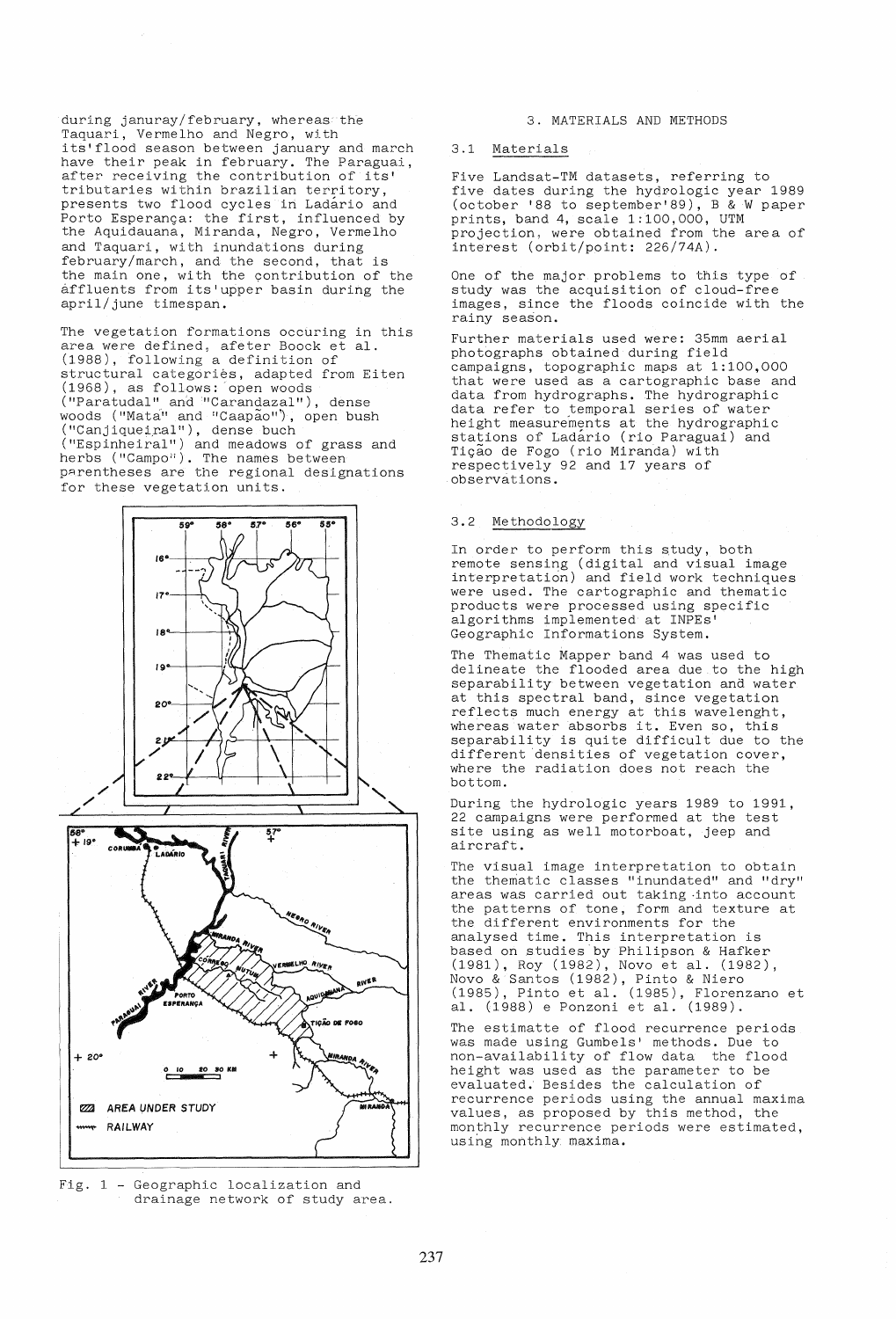during januray/february, whereas the Taquari, Vermelho and Negro, with its'flood season between january and march have their peak in february. The Paraguai, after receiving the contribution of its' tributaries within brazilian territory, presents two flood cycles in Ladário and Porto Esperança: the first, influenced by the Aquidauana, Miranda, Negro, Vermelho and Taquari, with inundations during february/march, and the second, that is the main one, with the contribution of the affluents from its'upper basin during the april/june timespan.

The vegetation formations occuring in this area were defined, afeter Boock et al. (1988), following a definition of structural categories, adapted from Eiten (1968), as follows: open woods ("Paratudal" and "Carandazal"), dense woods ("Mata" and "Caapão"), open bush ("Canjiqueiral"), dense buch ("Espinheiral") and meadows of grass and herbs ("Campo"). The names between parentheses are the regional designations for these vegetation units.

Fig. 1 - Geographic localization and drainage network of study area.

## 3. MATERIALS AND METHODS

### 3.1 Materials

Five Landsat-TM datasets, referring to five dates during the hydrologic year 1989 (october '88 to september'89), B & W paper prints, band 4, scale 1:100,000, UTM projection, were obtained from the area of interest (orbit/point: 226/74A).

One of the major problems to this type of study was the acquisition of cloud-free images, since the floods coincide with the rainy season.

Further materials used were: 35mm aerial photographs obtained during field campaigns, topographic maps at 1:100,000 that were used as a cartographic base and data from hydrographs. The hydrographic data refer to temporal series of water height measurements at the hydrographic stations of Ladário (rio Paraguai) and Tição de Fogo (rio Miranda) with respectively 92 and 17 years of observations.

### 3.2 Methodology

In order to perform this study, both remote sensing (digital and visual image interpretation) and field work techniques were used. The cartographic and thematic products were processed using specific algorithms implemented at INPEs' Geographic Informations System.

The Thematic Mapper band 4 was used to delineate the flooded area due to the high separability between vegetation and water at this spectral band, since vegetation reflects much energy at this wavelenght, whereas water absorbs it. Even so, this separability is quite difficult due to the different densities of vegetation cover, where the radiation does not reach the bottom.

During the hydrologic years 1989 to 1991, 22 campaigns were performed at the test site using as well motorboat, jeep and aircraft.

The visual image interpretation to obtain the thematic classes "inundated" and "dry" areas was carried out taking into account the patterns of tone, form and texture at the different environments for the analysed time. This interpretation is based on studies by Philipson & Hafker (1981), Roy (1982), Novo et al. (1982), Novo & Santos (1982), Pinto & Niero (1985), Pinto et al. (1985), Florenzano et al. (1988) e Ponzoni et al. (1989).

The estimatte of flood recurrence periods was made using Gumbels' methods. Due to non-availability of flow data the flood height was used as the parameter to be evaluated. Besides the calculation of recurrence periods using the annual maxima values, as proposed by this method, the monthly recurrence periods were estimated, using monthly maxima.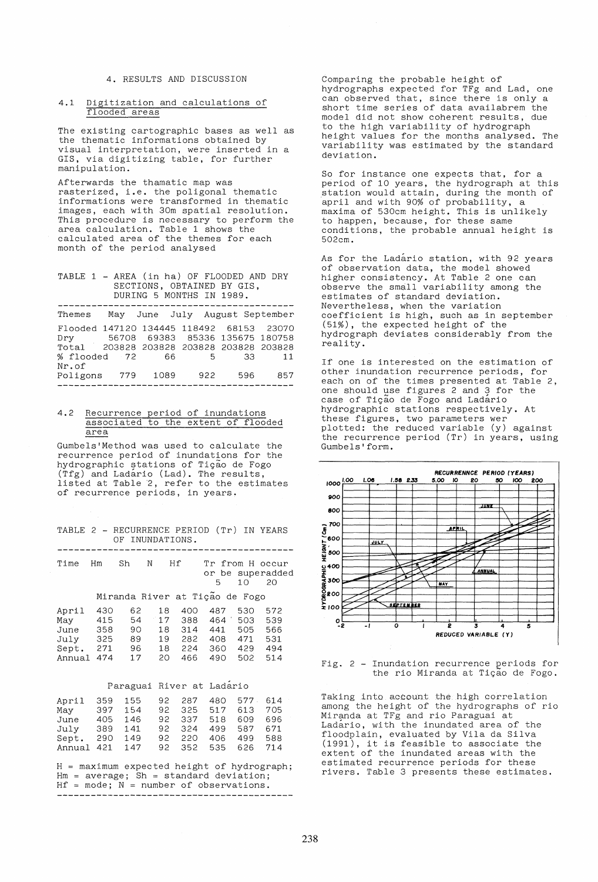## 4. RESULTS AND DISCUSSION

### 4.1 Digitization and calculations of flooded areas

The existing cartographic bases as well as the thematic informations obtained by visual interpretation, were inserted in a GIS, via digitizing table, for further manipulation.

Afterwards the thamatic map was rasterized, i.e. the poligonal thematic informations were transformed in thematic images, each with 30m spatial resolution. This procedure is necessary to perform the area calculation. Table 1 shows the calculated area of the themes for each month of the period analysed

TABLE 1 - AREA (in ha) OF FLOODED AND DRY SECTIONS, OBTAINED BY GIS, DURING 5 MONTHS IN 1989.

| Themes | May | June | July | August | September |
|---|---|---|---|---|---|
| Flooded | 147120 | 134445 | 118492 | 68153 | 23070 |
| Dry | 56708 | 69383 | 85336 | 135675 | 180758 |
| Total | 203828 | 203828 | 203828 | 203828 | 203828 |
| % flooded | 72 | 66 | 5 | 33 | 11 |
| Nr.of Poligons | 779 | 1089 | 922 | 596 | 857 |

### 4.2 Recurrence period of inundations associated to the extent of flooded area

Gumbels'Method was used to calculate the recurrence period of inundations for the hydrographic stations of Tição de Fogo (Tfg) and Ladário (Lad). The results, listed at Table 2, refer to the estimates of recurrence periods, in years.

TABLE 2 - RECURRENCE PERIOD (Tr) IN YEARS OF INUNDATIONS.

| Time | Hm | Sh | N | Hf | Tr from H occur or be superadded 5 | 10 | 20 |
|---|---|---|---|---|---|---|---|
| **Miranda River at Tição de Fogo** | | | | | | | |
| April | 430 | 62 | 18 | 400 | 487 | 530 | 572 |
| May | 415 | 54 | 17 | 388 | 464 | 503 | 539 |
| June | 358 | 90 | 18 | 314 | 441 | 505 | 566 |
| July | 325 | 89 | 19 | 282 | 408 | 471 | 531 |
| Sept. | 271 | 96 | 18 | 224 | 360 | 429 | 494 |
| Annual | 474 | 17 | 20 | 466 | 490 | 502 | 514 |
| **Paraguai River at Ladário** | | | | | | | |
| April | 359 | 155 | 92 | 287 | 480 | 577 | 614 |
| May | 397 | 154 | 92 | 325 | 517 | 613 | 705 |
| June | 405 | 146 | 92 | 337 | 518 | 609 | 696 |
| July | 389 | 141 | 92 | 324 | 499 | 587 | 671 |
| Sept. | 290 | 149 | 92 | 220 | 406 | 499 | 588 |
| Annual | 421 | 147 | 92 | 352 | 535 | 626 | 714 |

H = maximum expected height of hydrograph; Hm = average; Sh = standard deviation; Hf = mode; N = number of observations.

Comparing the probable height of hydrographs expected for TFg and Lad, one can observed that, since there is only a short time series of data availabrem the model did not show coherent results, due to the high variability of hydrograph height values for the months analysed. The variability was estimated by the standard deviation.

So for instance one expects that, for a period of 10 years, the hydrograph at this station would attain, during the month of april and with 90% of probability, a maxima of 530cm height. This is unlikely to happen, because, for these same conditions, the probable annual height is 502cm.

As for the Ladário station, with 92 years of observation data, the model showed higher consistency. At Table 2 one can observe the small variability among the estimates of standard deviation. Nevertheless, when the variation coefficient is high, such as in september (51%), the expected height of the hydrograph deviates considerably from the reality.

If one is interested on the estimation of other inundation recurrence periods, for each on of the times presented at Table 2, one should use figures 2 and 3 for the case of Tição de Fogo and Ladário hydrographic stations respectively. At these figures, two parameters wer plotted: the reduced variable (y) against the recurrence period (Tr) in years, using Gumbels'form.

Fig. 2 - Inundation recurrence periods for the rio Miranda at Tição de Fogo.

Taking into account the high correlation among the height of the hydrographs of rio Miranda at TFg and rio Paraguai at Ladário, with the inundated area of the floodplain, evaluated by Vila da Silva (1991), it is feasible to associate the extent of the inundated areas with the estimated recurrence periods for these rivers. Table 3 presents these estimates.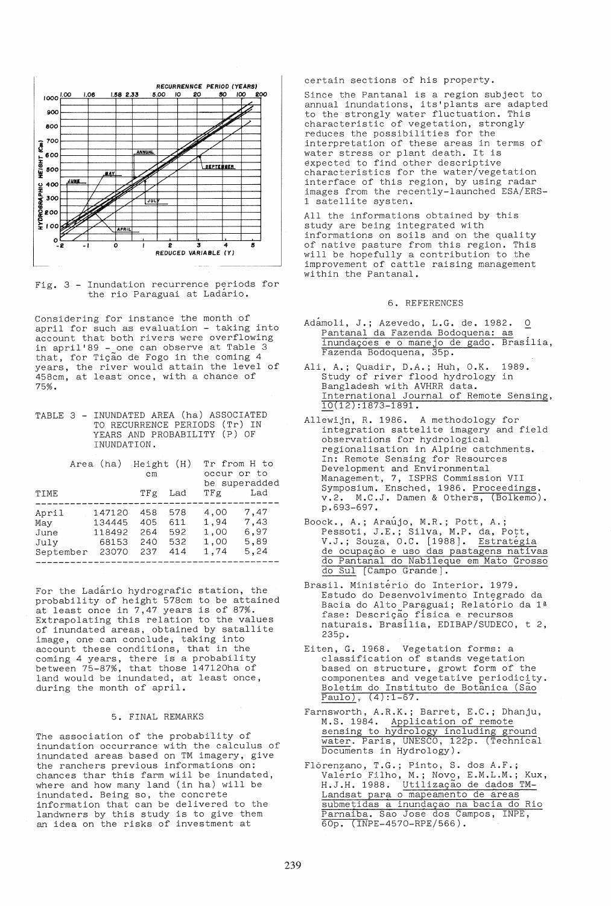Fig. 3 - Inundation recurrence periods for the rio Paraguai at Ladário.

Considering for instance the month of april for such as evaluation - taking into account that both rivers were overflowing in april'89 - one can observe at Table 3 that, for Tição de Fogo in the coming 4 years, the river would attain the level of 458cm, at least once, with a chance of 75%.

TABLE 3 - INUNDATED AREA (ha) ASSOCIATED TO RECURRENCE PERIODS (Tr) IN YEARS AND PROBABILITY (P) OF INUNDATION.

| TIME | Area (ha) | Height (H) cm | | Tr from H to occur or to be superadded | |
|---|---|---|---|---|---|
| | | TFg | Lad | TFg | Lad |
| April | 147120 | 458 | 578 | 4,00 | 7,47 |
| May | 134445 | 405 | 611 | 1,94 | 7,43 |
| June | 118492 | 264 | 592 | 1,00 | 6,97 |
| July | 68153 | 240 | 532 | 1,00 | 5,89 |
| September | 23070 | 237 | 414 | 1,74 | 5,24 |

For the Ladário hydrografic station, the probability of height 578cm to be attained at least once in 7,47 years is of 87%. Extrapolating this relation to the values of inundated areas, obtained by satallite image, one can conclude, taking into account these conditions, that in the coming 4 years, there is a probability between 75-87%, that those 147120ha of land would be inundated, at least once, during the month of april.

## 5. FINAL REMARKS

The association of the probability of inundation occurrance with the calculus of inundated areas based on TM imagery, give the ranchers previous informations on: chances thar this farm wiil be inundated, where and how many land (in ha) will be inundated. Being so, the concrete information that can be delivered to the landwners by this study is to give them an idea on the risks of investment at certain sections of his property.

Since the Pantanal is a region subject to annual inundations, its'plants are adapted to the strongly water fluctuation. This characteristic of vegetation, strongly reduces the possibilities for the interpretation of these areas in terms of water stress or plant death. It is expected to find other descriptive characteristics for the water/vegetation interface of this region, by using radar images from the recently-launched ESA/ERS-1 satellite systen.

All the informations obtained by this study are being integrated with informations on soils and on the quality of native pasture from this region. This will be hopefully a contribution to the improvement of cattle raising management within the Pantanal.

## 6. REFERENCES

Adámoli, J.; Azevedo, L.G. de. 1982. O Pantanal da Fazenda Bodoquena: as inundaçoes e o manejo de gado. Brasília, Fazenda Bodoquena, 35p.

Ali, A.; Quadir, D.A.; Huh, O.K. 1989. Study of river flood hydrology in Bangladesh with AVHRR data. International Journal of Remote Sensing, 10(12):1873-1891.

Allewijn, R. 1986. A methodology for integration sattelite imagery and field observations for hydrological regionalisation in Alpine catchments. In: Remote Sensing for Resources Development and Environmental Management, 7, ISPRS Commission VII Symposium. Ensched, 1986. Proceedings. v.2. M.C.J. Damen & Others, (Bolkemo). p.693-697.

Boock., A.; Araújo, M.R.; Pott, A.; Pessoti, J.E.; Silva, M.P. da, Pott, V.J.; Souza, O.C. [1988]. Estratégia de ocupação e uso das pastagens nativas do Pantanal do Nabileque em Mato Grosso do Sul [Campo Grande].

Brasil. Ministério do Interior. 1979. Estudo do Desenvolvimento Integrado da Bacia do Alto Paraguai; Relatório da 1ª fase: Descrição física e recursos naturais. Brasília, EDIBAP/SUDECO, t 2, 235p.

Eiten, G. 1968. Vegetation forms: a classification of stands vegetation based on structure, growt form of the componentes and vegetative periodicity. Boletim do Instituto de Botânica (São Paulo), (4):1-67.

Farnsworth, A.R.K.; Barret, E.C.; Dhanju, M.S. 1984. Application of remote sensing to hydrology including ground water. Paris, UNESCO, 122p. (Technical Documents in Hydrology).

Florenzano, T.G.; Pinto, S. dos A.F.; Valério Filho, M.; Novo, E.M.L.M.; Kux, H.J.H. 1988. Utilização de dados TM-Landsat para o mapeamento de áreas submetidas a inundação na bacia do Rio Parnaíba. São José dos Campos, INPE, 60p. (INPE-4570-RPE/566).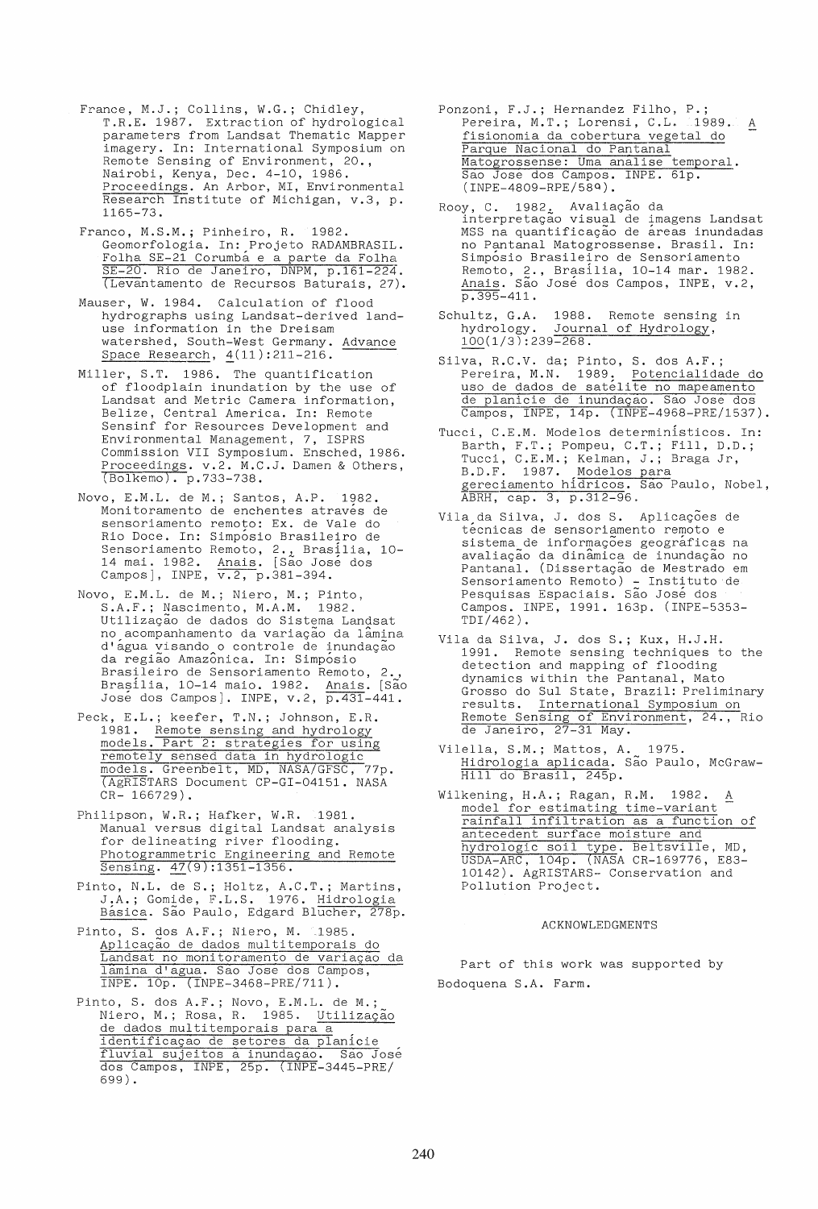France, M.J.; Collins, W.G.; Chidley, T.R.E. 1987. Extraction of hydrological parameters from Landsat Thematic Mapper imagery. In: International Symposium on Remote Sensing of Environment, 20., Nairobi, Kenya, Dec. 4-10, 1986. Proceedings. An Arbor, MI, Environmental Research Institute of Michigan, v.3, p. 1165-73.

Franco, M.S.M.; Pinheiro, R. 1982. Geomorfologia. In: Projeto RADAMBRASIL. Folha SE-21 Corumbá e a parte da Folha SE-20. Rio de Janeiro, DNPM, p.161-224. (Levantamento de Recursos Baturais, 27).

Mauser, W. 1984. Calculation of flood hydrographs using Landsat-derived land-use information in the Dreisam watershed, South-West Germany. Advance Space Research, 4(11):211-216.

Miller, S.T. 1986. The quantification of floodplain inundation by the use of Landsat and Metric Camera information, Belize, Central America. In: Remote Sensinf for Resources Development and Environmental Management, 7, ISPRS Commission VII Symposium. Enschede, 1986. Proceedings. v.2. M.C.J. Damen & Others, (Bolkemo). p.733-738.

Novo, E.M.L. de M.; Santos, A.P. 1982. Monitoramento de enchentes através de sensoriamento remoto: Ex. de Vale do Rio Doce. In: Simpósio Brasileiro de Sensoriamento Remoto, 2., Brasília, 10-14 mai. 1982. Anais. [São José dos Campos], INPE, v.2, p.381-394.

Novo, E.M.L. de M.; Niero, M.; Pinto, S.A.F.; Nascimento, M.A.M. 1982. Utilização de dados do Sistema Landsat no acompanhamento da variação da lâmina d'água visando o controle de inundação da região Amazônica. In: Simpósio Brasileiro de Sensoriamento Remoto, 2., Brasília, 10-14 maio. 1982. Anais. [São José dos Campos]. INPE, v.2, p.431-441.

Peck, E.L.; keefer, T.N.; Johnson, E.R. 1981. Remote sensing and hydrology models. Part 2: strategies for using remotely sensed data in hydrologic models. Greenbelt, MD, NASA/GFSC, 77p. (AgRISTARS Document CP-GI-04151. NASA CR- 166729).

Philipson, W.R.; Hafker, W.R. 1981. Manual versus digital Landsat analysis for delineating river flooding. Photogrammetric Engineering and Remote Sensing. 47(9):1351-1356.

Pinto, N.L. de S.; Holtz, A.C.T.; Martins, J.A.; Gomide, F.L.S. 1976. Hidrologia Básica. São Paulo, Edgard Blücher, 278p.

Pinto, S. dos A.F.; Niero, M. 1985. Aplicação de dados multitemporais do Landsat no monitoramento de variação da lâmina d'agua. São José dos Campos, INPE. 10p. (INPE-3468-PRE/711).

Pinto, S. dos A.F.; Novo, E.M.L. de M.; Niero, M.; Rosa, R. 1985. Utilização de dados multitemporais para a identificação de setores da planície fluvial sujeitos a inundação. São José dos Campos, INPE, 25p. (INPE-3445-PRE/699).

Ponzoni, F.J.; Hernandez Filho, P.; Pereira, M.T.; Lorensi, C.L. 1989. A fisionomia da cobertura vegetal do Parque Nacional do Pantanal Matogrossense: Uma análise temporal. São José dos Campos. INPE. 61p. (INPE-4809-RPE/589).

Rooy, C. 1982. Avaliação da interpretação visual de imagens Landsat MSS na quantificação de áreas inundadas no Pantanal Matogrossense. Brasil. In: Simpósio Brasileiro de Sensoriamento Remoto, 2., Brasília, 10-14 mar. 1982. Anais. São José dos Campos, INPE, v.2, p.395-411.

Schultz, G.A. 1988. Remote sensing in hydrology. Journal of Hydrology, 100(1/3):239-268.

Silva, R.C.V. da; Pinto, S. dos A.F.; Pereira, M.N. 1989. Potencialidade do uso de dados de satélite no mapeamento de planície de inundação. São José dos Campos, INPE, 14p. (INPE-4968-PRE/1537).

Tucci, C.E.M. Modelos determinísticos. In: Barth, F.T.; Pompeu, C.T.; Fill, D.D.; Tucci, C.E.M.; Kelman, J.; Braga Jr, B.D.F. 1987. Modelos para gereciamento hídricos. São Paulo, Nobel, ABRH, cap. 3, p.312-96.

Vila da Silva, J. dos S. Aplicações de técnicas de sensoriamento remoto e sistema de informações geográficas na avaliação da dinâmica de inundação no Pantanal. (Dissertação de Mestrado em Sensoriamento Remoto) - Instituto de Pesquisas Espaciais. São José dos Campos. INPE, 1991. 163p. (INPE-5353-TDI/462).

Vila da Silva, J. dos S.; Kux, H.J.H. 1991. Remote sensing techniques to the detection and mapping of flooding dynamics within the Pantanal, Mato Grosso do Sul State, Brazil: Preliminary results. International Symposium on Remote Sensing of Environment, 24., Rio de Janeiro, 27-31 May.

Vilella, S.M.; Mattos, A. 1975. Hidrologia aplicada. São Paulo, McGraw-Hill do Brasil, 245p.

Wilkening, H.A.; Ragan, R.M. 1982. A model for estimating time-variant rainfall infiltration as a function of antecedent surface moisture and hydrologic soil type. Beltsville, MD, USDA-ARC, 104p. (NASA CR-169776, E83-10142). AgRISTARS- Conservation and Pollution Project.

## ACKNOWLEDGMENTS

Part of this work was supported by Bodoquena S.A. Farm.